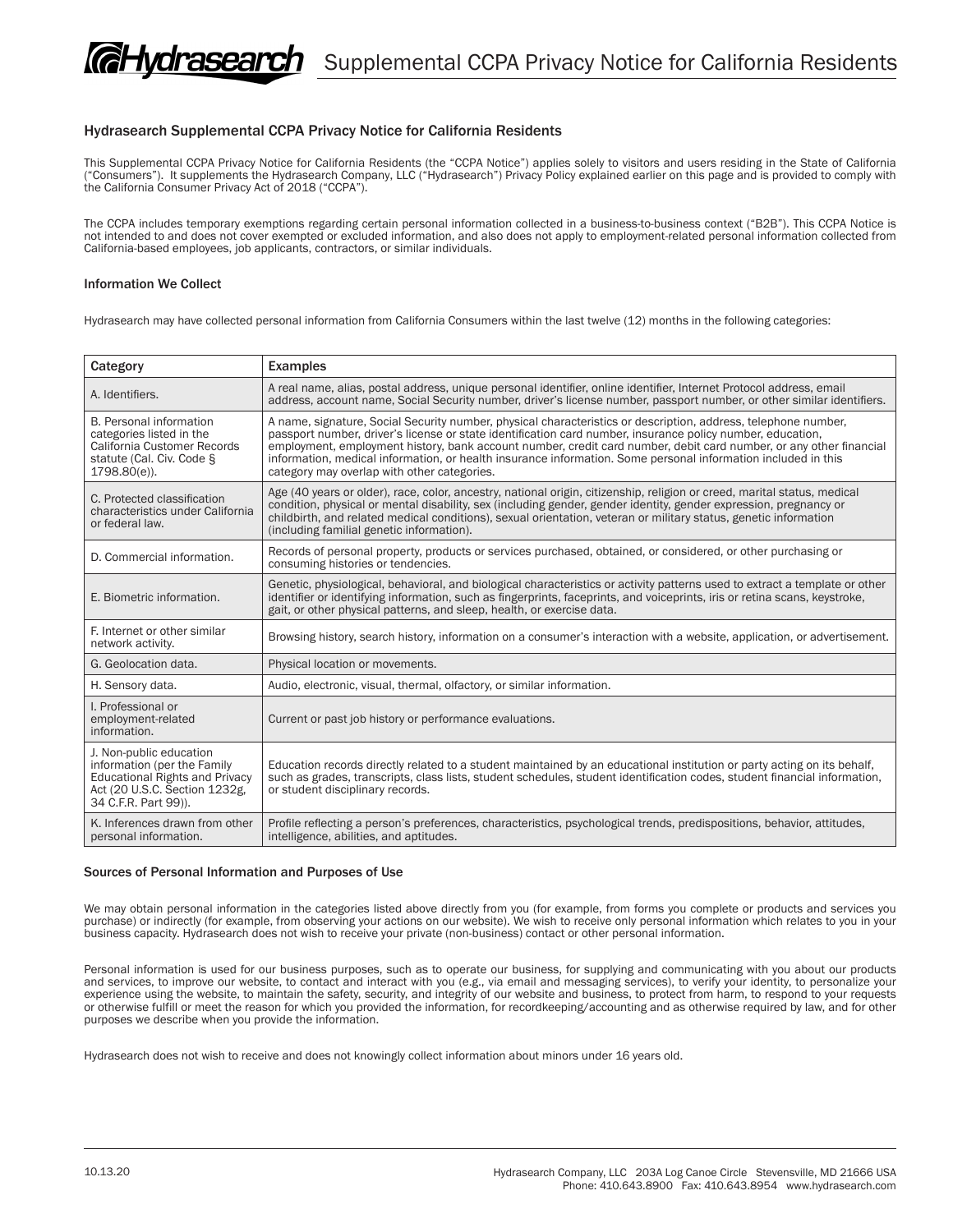# Hydrasearch Supplemental CCPA Privacy Notice for California Residents

This Supplemental CCPA Privacy Notice for California Residents (the "CCPA Notice") applies solely to visitors and users residing in the State of California ("Consumers"). It supplements the Hydrasearch Company, LLC ("Hydrasearch") Privacy Policy explained earlier on this page and is provided to comply with the California Consumer Privacy Act of 2018 ("CCPA").

The CCPA includes temporary exemptions regarding certain personal information collected in a business-to-business context ("B2B"). This CCPA Notice is not intended to and does not cover exempted or excluded information, and also does not apply to employment-related personal information collected from California-based employees, job applicants, contractors, or similar individuals.

## Information We Collect

Hydrasearch may have collected personal information from California Consumers within the last twelve (12) months in the following categories:

| Category | Examples |
|---|---|
| A. Identifiers. | A real name, alias, postal address, unique personal identifier, online identifier, Internet Protocol address, email address, account name, Social Security number, driver's license number, passport number, or other similar identifiers. |
| B. Personal information categories listed in the California Customer Records statute (Cal. Civ. Code § 1798.80(e)). | A name, signature, Social Security number, physical characteristics or description, address, telephone number, passport number, driver's license or state identification card number, insurance policy number, education, employment, employment history, bank account number, credit card number, debit card number, or any other financial information, medical information, or health insurance information. Some personal information included in this category may overlap with other categories. |
| C. Protected classification characteristics under California or federal law. | Age (40 years or older), race, color, ancestry, national origin, citizenship, religion or creed, marital status, medical condition, physical or mental disability, sex (including gender, gender identity, gender expression, pregnancy or childbirth, and related medical conditions), sexual orientation, veteran or military status, genetic information (including familial genetic information). |
| D. Commercial information. | Records of personal property, products or services purchased, obtained, or considered, or other purchasing or consuming histories or tendencies. |
| E. Biometric information. | Genetic, physiological, behavioral, and biological characteristics or activity patterns used to extract a template or other identifier or identifying information, such as fingerprints, faceprints, and voiceprints, iris or retina scans, keystroke, gait, or other physical patterns, and sleep, health, or exercise data. |
| F. Internet or other similar network activity. | Browsing history, search history, information on a consumer's interaction with a website, application, or advertisement. |
| G. Geolocation data. | Physical location or movements. |
| H. Sensory data. | Audio, electronic, visual, thermal, olfactory, or similar information. |
| I. Professional or employment-related information. | Current or past job history or performance evaluations. |
| J. Non-public education information (per the Family Educational Rights and Privacy Act (20 U.S.C. Section 1232g, 34 C.F.R. Part 99)). | Education records directly related to a student maintained by an educational institution or party acting on its behalf, such as grades, transcripts, class lists, student schedules, student identification codes, student financial information, or student disciplinary records. |
| K. Inferences drawn from other personal information. | Profile reflecting a person's preferences, characteristics, psychological trends, predispositions, behavior, attitudes, intelligence, abilities, and aptitudes. |

## Sources of Personal Information and Purposes of Use

We may obtain personal information in the categories listed above directly from you (for example, from forms you complete or products and services you purchase) or indirectly (for example, from observing your actions on our website). We wish to receive only personal information which relates to you in your business capacity. Hydrasearch does not wish to receive your private (non-business) contact or other personal information.

Personal information is used for our business purposes, such as to operate our business, for supplying and communicating with you about our products and services, to improve our website, to contact and interact with you (e.g., via email and messaging services), to verify your identity, to personalize your experience using the website, to maintain the safety, security, and integrity of our website and business, to protect from harm, to respond to your requests or otherwise fulfill or meet the reason for which you provided the information, for recordkeeping/accounting and as otherwise required by law, and for other purposes we describe when you provide the information.

Hydrasearch does not wish to receive and does not knowingly collect information about minors under 16 years old.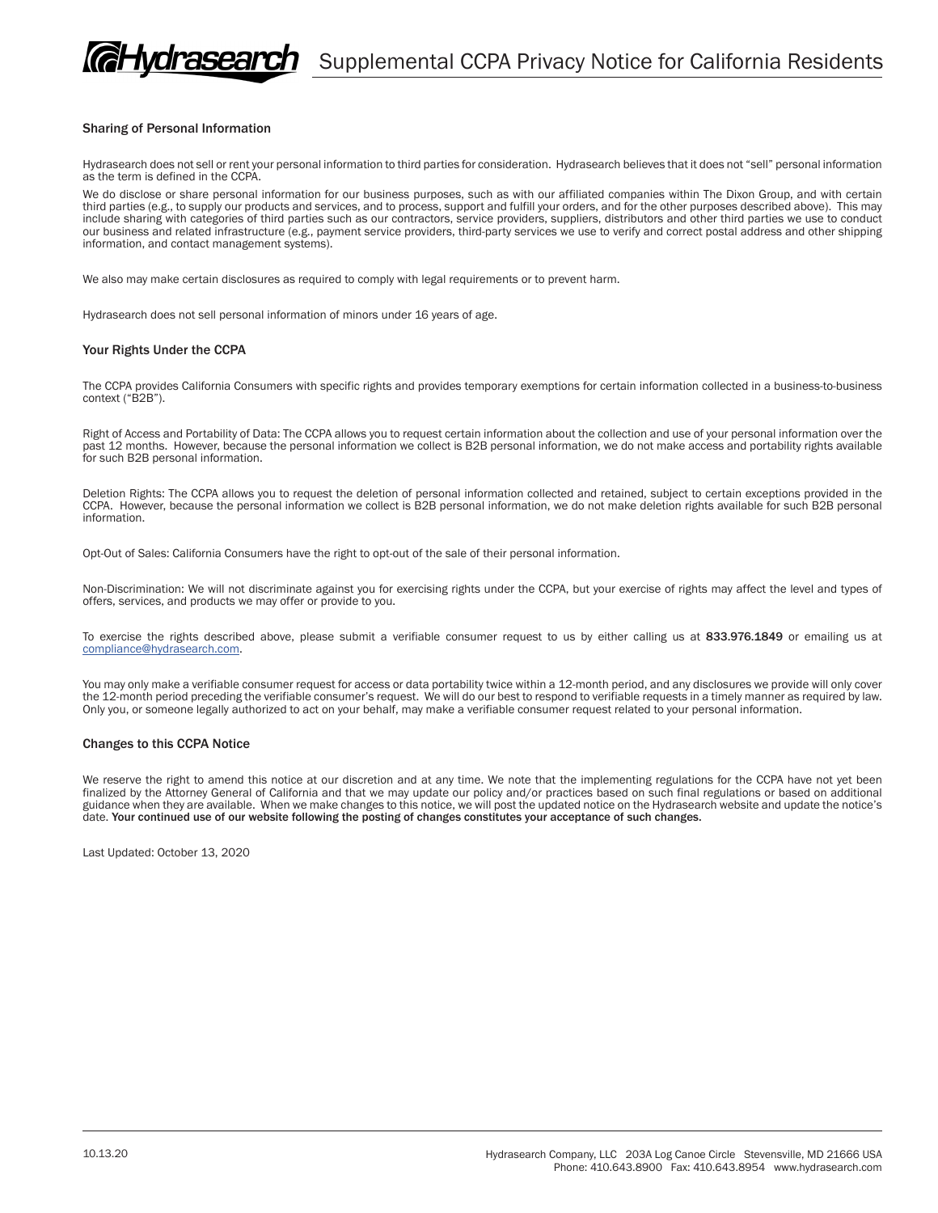## Sharing of Personal Information

Hydrasearch does not sell or rent your personal information to third parties for consideration. Hydrasearch believes that it does not "sell" personal information as the term is defined in the CCPA.

We do disclose or share personal information for our business purposes, such as with our affiliated companies within The Dixon Group, and with certain third parties (e.g., to supply our products and services, and to process, support and fulfill your orders, and for the other purposes described above). This may include sharing with categories of third parties such as our contractors, service providers, suppliers, distributors and other third parties we use to conduct our business and related infrastructure (e.g., payment service providers, third-party services we use to verify and correct postal address and other shipping information, and contact management systems).

We also may make certain disclosures as required to comply with legal requirements or to prevent harm.

Hydrasearch does not sell personal information of minors under 16 years of age.

## Your Rights Under the CCPA

The CCPA provides California Consumers with specific rights and provides temporary exemptions for certain information collected in a business-to-business context ("B2B").

Right of Access and Portability of Data: The CCPA allows you to request certain information about the collection and use of your personal information over the past 12 months. However, because the personal information we collect is B2B personal information, we do not make access and portability rights available for such B2B personal information.

Deletion Rights: The CCPA allows you to request the deletion of personal information collected and retained, subject to certain exceptions provided in the CCPA. However, because the personal information we collect is B2B personal information, we do not make deletion rights available for such B2B personal information.

Opt-Out of Sales: California Consumers have the right to opt-out of the sale of their personal information.

Non-Discrimination: We will not discriminate against you for exercising rights under the CCPA, but your exercise of rights may affect the level and types of offers, services, and products we may offer or provide to you.

To exercise the rights described above, please submit a verifiable consumer request to us by either calling us at **833.976.1849** or emailing us at compliance@hydrasearch.com.

You may only make a verifiable consumer request for access or data portability twice within a 12-month period, and any disclosures we provide will only cover the 12-month period preceding the verifiable consumer's request. We will do our best to respond to verifiable requests in a timely manner as required by law. Only you, or someone legally authorized to act on your behalf, may make a verifiable consumer request related to your personal information.

## Changes to this CCPA Notice

We reserve the right to amend this notice at our discretion and at any time. We note that the implementing regulations for the CCPA have not yet been finalized by the Attorney General of California and that we may update our policy and/or practices based on such final regulations or based on additional guidance when they are available. When we make changes to this notice, we will post the updated notice on the Hydrasearch website and update the notice's date. **Your continued use of our website following the posting of changes constitutes your acceptance of such changes.**

Last Updated: October 13, 2020